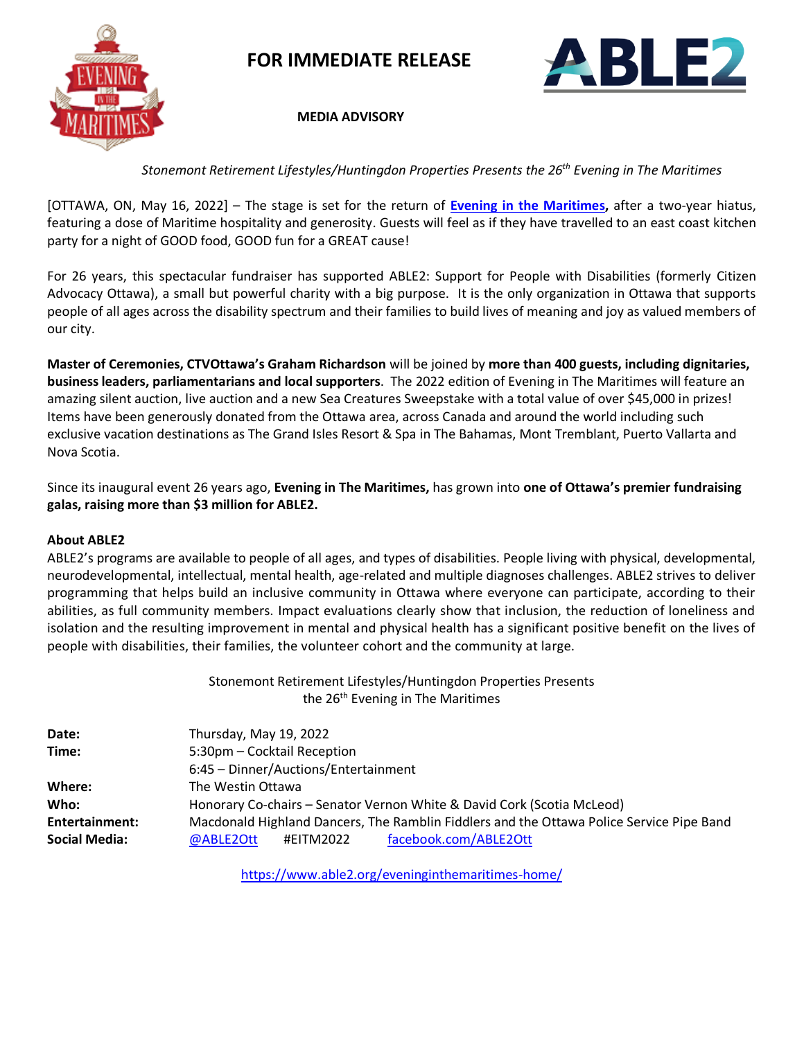# FOR IMMEDIATE RELEASE

**MEDIA ADVISORY**

*Stonemont Retirement Lifestyles/Huntingdon Properties Presents the 26th Evening in The Maritimes*

[OTTAWA, ON, May 16, 2022] – The stage is set for the return of **Evening in the Maritimes,** after a two-year hiatus, featuring a dose of Maritime hospitality and generosity. Guests will feel as if they have travelled to an east coast kitchen party for a night of GOOD food, GOOD fun for a GREAT cause!

For 26 years, this spectacular fundraiser has supported ABLE2: Support for People with Disabilities (formerly Citizen Advocacy Ottawa), a small but powerful charity with a big purpose. It is the only organization in Ottawa that supports people of all ages across the disability spectrum and their families to build lives of meaning and joy as valued members of our city.

**Master of Ceremonies, CTVOttawa's Graham Richardson** will be joined by **more than 400 guests, including dignitaries, business leaders, parliamentarians and local supporters**. The 2022 edition of Evening in The Maritimes will feature an amazing silent auction, live auction and a new Sea Creatures Sweepstake with a total value of over $45,000 in prizes! Items have been generously donated from the Ottawa area, across Canada and around the world including such exclusive vacation destinations as The Grand Isles Resort & Spa in The Bahamas, Mont Tremblant, Puerto Vallarta and Nova Scotia.

Since its inaugural event 26 years ago, **Evening in The Maritimes,** has grown into **one of Ottawa's premier fundraising galas, raising more than $3 million for ABLE2.**

**About ABLE2**

ABLE2's programs are available to people of all ages, and types of disabilities. People living with physical, developmental, neurodevelopmental, intellectual, mental health, age-related and multiple diagnoses challenges. ABLE2 strives to deliver programming that helps build an inclusive community in Ottawa where everyone can participate, according to their abilities, as full community members. Impact evaluations clearly show that inclusion, the reduction of loneliness and isolation and the resulting improvement in mental and physical health has a significant positive benefit on the lives of people with disabilities, their families, the volunteer cohort and the community at large.

Stonemont Retirement Lifestyles/Huntingdon Properties Presents
the 26th Evening in The Maritimes

| | |
|---|---|
| **Date:** | Thursday, May 19, 2022 |
| **Time:** | 5:30pm – Cocktail Reception<br>6:45 – Dinner/Auctions/Entertainment |
| **Where:** | The Westin Ottawa |
| **Who:** | Honorary Co-chairs – Senator Vernon White & David Cork (Scotia McLeod) |
| **Entertainment:** | Macdonald Highland Dancers, The Ramblin Fiddlers and the Ottawa Police Service Pipe Band |
| **Social Media:** | @ABLE2Ott   #EITM2022   facebook.com/ABLE2Ott |

https://www.able2.org/eveninginthemaritimes-home/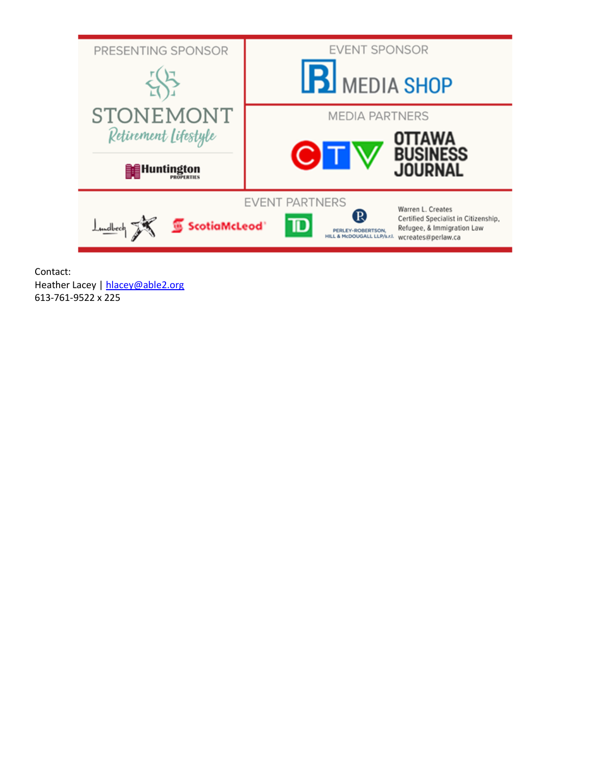PRESENTING SPONSOR

STONEMONT Retirement Lifestyle

Huntington PROPERTIES

EVENT SPONSOR

MEDIA SHOP

MEDIA PARTNERS

CTV

OTTAWA BUSINESS JOURNAL

EVENT PARTNERS

Lundbech

ScotiaMcLeod

TD

PERLEY-ROBERTSON, HILL & McDOUGALL LLP/s.r.l.

Warren L. Creates
Certified Specialist in Citizenship, Refugee, & Immigration Law
wcreates@perlaw.ca

Contact:
Heather Lacey | hlacey@able2.org
613-761-9522 x 225